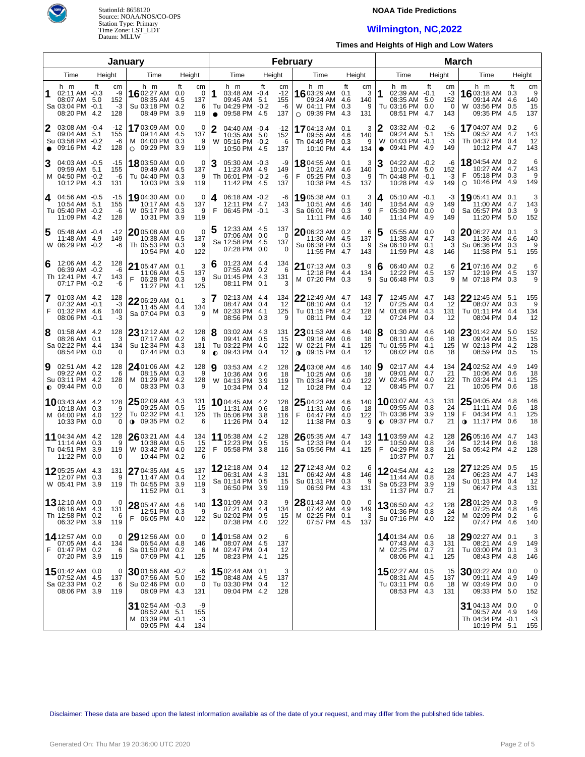StationId: 8658120
Source: NOAA/NOS/CO-OPS
Station Type: Primary
Time Zone: LST_LDT
Datum: MLLW

# NOAA Tide Predictions

## Wilmington, NC,2022

### Times and Heights of High and Low Waters

## January

| Day | Time | Height (ft) | Height (cm) |
|---|---|---|---|
| 1 Sa | 02:11 AM | -0.3 | -9 |
| | 08:07 AM | 5.0 | 152 |
| | 03:04 PM | -0.1 | -3 |
| | 08:20 PM | 4.2 | 128 |
| 2 Su ● | 03:08 AM | -0.4 | -12 |
| | 09:04 AM | 5.1 | 155 |
| | 03:58 PM | -0.2 | -6 |
| | 09:16 PM | 4.2 | 128 |
| 3 M | 04:03 AM | -0.5 | -15 |
| | 09:59 AM | 5.1 | 155 |
| | 04:50 PM | -0.2 | -6 |
| | 10:12 PM | 4.3 | 131 |
| 4 Tu | 04:56 AM | -0.5 | -15 |
| | 10:54 AM | 5.1 | 155 |
| | 05:40 PM | -0.2 | -6 |
| | 11:09 PM | 4.2 | 128 |
| 5 W | 05:48 AM | -0.4 | -12 |
| | 11:48 AM | 4.9 | 149 |
| | 06:29 PM | -0.2 | -6 |
| 6 Th | 12:06 AM | 4.2 | 128 |
| | 06:39 AM | -0.2 | -6 |
| | 12:41 PM | 4.7 | 143 |
| | 07:17 PM | -0.2 | -6 |
| 7 F | 01:03 AM | 4.2 | 128 |
| | 07:32 AM | -0.1 | -3 |
| | 01:32 PM | 4.6 | 140 |
| | 08:06 PM | -0.1 | -3 |
| 8 Sa | 01:58 AM | 4.2 | 128 |
| | 08:26 AM | 0.1 | 3 |
| | 02:22 PM | 4.4 | 134 |
| | 08:54 PM | 0.0 | 0 |
| 9 Su ◐ | 02:51 AM | 4.2 | 128 |
| | 09:22 AM | 0.2 | 6 |
| | 03:11 PM | 4.2 | 128 |
| | 09:44 PM | 0.0 | 0 |
| 10 M | 03:43 AM | 4.2 | 128 |
| | 10:18 AM | 0.3 | 9 |
| | 04:00 PM | 4.0 | 122 |
| | 10:33 PM | 0.0 | 0 |
| 11 Tu | 04:34 AM | 4.2 | 128 |
| | 11:14 AM | 0.3 | 9 |
| | 04:51 PM | 3.9 | 119 |
| | 11:22 PM | 0.0 | 0 |
| 12 W | 05:25 AM | 4.3 | 131 |
| | 12:07 PM | 0.3 | 9 |
| | 05:41 PM | 3.9 | 119 |
| 13 Th | 12:10 AM | 0.0 | 0 |
| | 06:16 AM | 4.3 | 131 |
| | 12:58 PM | 0.2 | 6 |
| | 06:32 PM | 3.9 | 119 |
| 14 F | 12:57 AM | 0.0 | 0 |
| | 07:05 AM | 4.4 | 134 |
| | 01:47 PM | 0.2 | 6 |
| | 07:20 PM | 3.9 | 119 |
| 15 Sa | 01:42 AM | 0.0 | 0 |
| | 07:52 AM | 4.5 | 137 |
| | 02:33 PM | 0.2 | 6 |
| | 08:06 PM | 3.9 | 119 |
| 16 Su | 02:27 AM | 0.0 | 0 |
| | 08:35 AM | 4.5 | 137 |
| | 03:18 PM | 0.2 | 6 |
| | 08:49 PM | 3.9 | 119 |
| 17 M ○ | 03:09 AM | 0.0 | 0 |
| | 09:14 AM | 4.5 | 137 |
| | 04:00 PM | 0.3 | 9 |
| | 09:29 PM | 3.9 | 119 |
| 18 Tu | 03:50 AM | 0.0 | 0 |
| | 09:49 AM | 4.5 | 137 |
| | 04:40 PM | 0.3 | 9 |
| | 10:03 PM | 3.9 | 119 |
| 19 W | 04:30 AM | 0.0 | 0 |
| | 10:17 AM | 4.5 | 137 |
| | 05:17 PM | 0.3 | 9 |
| | 10:31 PM | 3.9 | 119 |
| 20 Th | 05:08 AM | 0.0 | 0 |
| | 10:38 AM | 4.5 | 137 |
| | 05:53 PM | 0.3 | 9 |
| | 10:54 PM | 4.0 | 122 |
| 21 F | 05:47 AM | 0.1 | 3 |
| | 11:06 AM | 4.5 | 137 |
| | 06:28 PM | 0.3 | 9 |
| | 11:27 PM | 4.1 | 125 |
| 22 Sa | 06:29 AM | 0.1 | 3 |
| | 11:45 AM | 4.4 | 134 |
| | 07:04 PM | 0.3 | 9 |
| 23 Su | 12:12 AM | 4.2 | 128 |
| | 07:17 AM | 0.2 | 6 |
| | 12:34 PM | 4.3 | 131 |
| | 07:44 PM | 0.3 | 9 |
| 24 M | 01:06 AM | 4.2 | 128 |
| | 08:15 AM | 0.3 | 9 |
| | 01:29 PM | 4.2 | 128 |
| | 08:33 PM | 0.3 | 9 |
| 25 Tu ◑ | 02:09 AM | 4.3 | 131 |
| | 09:25 AM | 0.5 | 15 |
| | 02:32 PM | 4.1 | 125 |
| | 09:35 PM | 0.2 | 6 |
| 26 W | 03:21 AM | 4.4 | 134 |
| | 10:38 AM | 0.5 | 15 |
| | 03:42 PM | 4.0 | 122 |
| | 10:44 PM | 0.2 | 6 |
| 27 Th | 04:35 AM | 4.5 | 137 |
| | 11:47 AM | 0.4 | 12 |
| | 04:55 PM | 3.9 | 119 |
| | 11:52 PM | 0.1 | 3 |
| 28 F | 05:47 AM | 4.6 | 140 |
| | 12:51 PM | 0.3 | 9 |
| | 06:05 PM | 4.0 | 122 |
| 29 Sa | 12:56 AM | 0.0 | 0 |
| | 06:54 AM | 4.8 | 146 |
| | 01:50 PM | 0.2 | 6 |
| | 07:09 PM | 4.1 | 125 |
| 30 Su | 01:56 AM | -0.2 | -6 |
| | 07:56 AM | 5.0 | 152 |
| | 02:46 PM | 0.0 | 0 |
| | 08:09 PM | 4.3 | 131 |
| 31 M | 02:54 AM | -0.3 | -9 |
| | 08:52 AM | 5.1 | 155 |
| | 03:39 PM | -0.1 | -3 |
| | 09:05 PM | 4.4 | 134 |

## February

| Day | Time | Height (ft) | Height (cm) |
|---|---|---|---|
| 1 Tu ● | 03:48 AM | -0.4 | -12 |
| | 09:45 AM | 5.1 | 155 |
| | 04:29 PM | -0.2 | -6 |
| | 09:58 PM | 4.5 | 137 |
| 2 W | 04:40 AM | -0.4 | -12 |
| | 10:35 AM | 5.0 | 152 |
| | 05:16 PM | -0.2 | -6 |
| | 10:50 PM | 4.5 | 137 |
| 3 Th | 05:30 AM | -0.3 | -9 |
| | 11:23 AM | 4.9 | 149 |
| | 06:01 PM | -0.2 | -6 |
| | 11:42 PM | 4.5 | 137 |
| 4 F | 06:18 AM | -0.2 | -6 |
| | 12:11 PM | 4.7 | 143 |
| | 06:45 PM | -0.1 | -3 |
| 5 Sa | 12:33 AM | 4.5 | 137 |
| | 07:06 AM | 0.0 | 0 |
| | 12:58 PM | 4.5 | 137 |
| | 07:28 PM | 0.0 | 0 |
| 6 Su | 01:23 AM | 4.4 | 134 |
| | 07:55 AM | 0.2 | 6 |
| | 01:45 PM | 4.3 | 131 |
| | 08:11 PM | 0.1 | 3 |
| 7 M | 02:13 AM | 4.4 | 134 |
| | 08:47 AM | 0.4 | 12 |
| | 02:33 PM | 4.1 | 125 |
| | 08:56 PM | 0.3 | 9 |
| 8 Tu ◐ | 03:02 AM | 4.3 | 131 |
| | 09:41 AM | 0.5 | 15 |
| | 03:22 PM | 4.0 | 122 |
| | 09:43 PM | 0.4 | 12 |
| 9 W | 03:53 AM | 4.2 | 128 |
| | 10:36 AM | 0.6 | 18 |
| | 04:13 PM | 3.9 | 119 |
| | 10:34 PM | 0.4 | 12 |
| 10 Th | 04:45 AM | 4.2 | 128 |
| | 11:31 AM | 0.6 | 18 |
| | 05:06 PM | 3.8 | 116 |
| | 11:26 PM | 0.4 | 12 |
| 11 F | 05:38 AM | 4.2 | 128 |
| | 12:23 PM | 0.5 | 15 |
| | 05:58 PM | 3.8 | 116 |
| 12 Sa | 12:18 AM | 0.4 | 12 |
| | 06:31 AM | 4.3 | 131 |
| | 01:14 PM | 0.5 | 15 |
| | 06:50 PM | 3.9 | 119 |
| 13 Su | 01:09 AM | 0.3 | 9 |
| | 07:21 AM | 4.4 | 134 |
| | 02:02 PM | 0.5 | 15 |
| | 07:38 PM | 4.0 | 122 |
| 14 M | 01:58 AM | 0.2 | 6 |
| | 08:07 AM | 4.5 | 137 |
| | 02:47 PM | 0.4 | 12 |
| | 08:23 PM | 4.1 | 125 |
| 15 Tu | 02:44 AM | 0.1 | 3 |
| | 08:48 AM | 4.5 | 137 |
| | 03:30 PM | 0.4 | 12 |
| | 09:04 PM | 4.2 | 128 |
| 16 W ○ | 03:29 AM | 0.1 | 3 |
| | 09:24 AM | 4.6 | 140 |
| | 04:11 PM | 0.3 | 9 |
| | 09:39 PM | 4.3 | 131 |
| 17 Th | 04:13 AM | 0.1 | 3 |
| | 09:55 AM | 4.6 | 140 |
| | 04:49 PM | 0.3 | 9 |
| | 10:10 PM | 4.4 | 134 |
| 18 F | 04:55 AM | 0.1 | 3 |
| | 10:21 AM | 4.6 | 140 |
| | 05:25 PM | 0.3 | 9 |
| | 10:38 PM | 4.5 | 137 |
| 19 Sa | 05:38 AM | 0.1 | 3 |
| | 10:51 AM | 4.6 | 140 |
| | 06:01 PM | 0.3 | 9 |
| | 11:11 PM | 4.6 | 140 |
| 20 Su | 06:23 AM | 0.2 | 6 |
| | 11:30 AM | 4.5 | 137 |
| | 06:38 PM | 0.3 | 9 |
| | 11:55 PM | 4.7 | 143 |
| 21 M | 07:13 AM | 0.3 | 9 |
| | 12:18 PM | 4.4 | 134 |
| | 07:20 PM | 0.3 | 9 |
| 22 Tu | 12:49 AM | 4.7 | 143 |
| | 08:10 AM | 0.4 | 12 |
| | 01:15 PM | 4.2 | 128 |
| | 08:11 PM | 0.4 | 12 |
| 23 W ◑ | 01:53 AM | 4.6 | 140 |
| | 09:16 AM | 0.6 | 18 |
| | 02:21 PM | 4.1 | 125 |
| | 09:15 PM | 0.4 | 12 |
| 24 Th | 03:08 AM | 4.6 | 140 |
| | 10:25 AM | 0.6 | 18 |
| | 03:34 PM | 4.0 | 122 |
| | 10:28 PM | 0.4 | 12 |
| 25 F | 04:23 AM | 4.6 | 140 |
| | 11:31 AM | 0.6 | 18 |
| | 04:47 PM | 4.0 | 122 |
| | 11:38 PM | 0.3 | 9 |
| 26 Sa | 05:35 AM | 4.7 | 143 |
| | 12:33 PM | 0.4 | 12 |
| | 05:56 PM | 4.1 | 125 |
| 27 Su | 12:43 AM | 0.2 | 6 |
| | 06:42 AM | 4.8 | 146 |
| | 01:31 PM | 0.3 | 9 |
| | 06:59 PM | 4.3 | 131 |
| 28 M | 01:43 AM | 0.0 | 0 |
| | 07:42 AM | 4.9 | 149 |
| | 02:25 PM | 0.1 | 3 |
| | 07:57 PM | 4.5 | 137 |

## March

| Day | Time | Height (ft) | Height (cm) |
|---|---|---|---|
| 1 Tu | 02:39 AM | -0.1 | -3 |
| | 08:35 AM | 5.0 | 152 |
| | 03:16 PM | 0.0 | 0 |
| | 08:51 PM | 4.7 | 143 |
| 2 W ● | 03:32 AM | -0.2 | -6 |
| | 09:24 AM | 5.1 | 155 |
| | 04:03 PM | -0.1 | -3 |
| | 09:41 PM | 4.9 | 149 |
| 3 Th | 04:22 AM | -0.2 | -6 |
| | 10:10 AM | 5.0 | 152 |
| | 04:48 PM | -0.1 | -3 |
| | 10:28 PM | 4.9 | 149 |
| 4 F | 05:10 AM | -0.1 | -3 |
| | 10:54 AM | 4.9 | 149 |
| | 05:30 PM | 0.0 | 0 |
| | 11:14 PM | 4.9 | 149 |
| 5 Sa | 05:55 AM | 0.0 | 0 |
| | 11:38 AM | 4.7 | 143 |
| | 06:10 PM | 0.1 | 3 |
| | 11:59 PM | 4.8 | 146 |
| 6 Su | 06:40 AM | 0.2 | 6 |
| | 12:22 PM | 4.5 | 137 |
| | 06:48 PM | 0.3 | 9 |
| 7 M | 12:45 AM | 4.7 | 143 |
| | 07:25 AM | 0.4 | 12 |
| | 01:08 PM | 4.3 | 131 |
| | 07:24 PM | 0.4 | 12 |
| 8 Tu | 01:30 AM | 4.6 | 140 |
| | 08:11 AM | 0.6 | 18 |
| | 01:55 PM | 4.1 | 125 |
| | 08:02 PM | 0.6 | 18 |
| 9 W | 02:17 AM | 4.4 | 134 |
| | 09:01 AM | 0.7 | 21 |
| | 02:45 PM | 4.0 | 122 |
| | 08:45 PM | 0.7 | 21 |
| 10 Th ◐ | 03:07 AM | 4.3 | 131 |
| | 09:55 AM | 0.8 | 24 |
| | 03:36 PM | 3.9 | 119 |
| | 09:37 PM | 0.7 | 21 |
| 11 F | 03:59 AM | 4.2 | 128 |
| | 10:50 AM | 0.8 | 24 |
| | 04:29 PM | 3.8 | 116 |
| | 10:37 PM | 0.7 | 21 |
| 12 Sa | 04:54 AM | 4.2 | 128 |
| | 11:44 AM | 0.8 | 24 |
| | 05:23 PM | 3.9 | 119 |
| | 11:37 PM | 0.7 | 21 |
| 13 Su | 06:50 AM | 4.2 | 128 |
| | 01:36 PM | 0.8 | 24 |
| | 07:16 PM | 4.0 | 122 |
| 14 M | 01:34 AM | 0.6 | 18 |
| | 07:43 AM | 4.3 | 131 |
| | 02:25 PM | 0.7 | 21 |
| | 08:06 PM | 4.1 | 125 |
| 15 Tu | 02:27 AM | 0.5 | 15 |
| | 08:31 AM | 4.5 | 137 |
| | 03:11 PM | 0.6 | 18 |
| | 08:53 PM | 4.3 | 131 |
| 16 W | 03:18 AM | 0.3 | 9 |
| | 09:14 AM | 4.6 | 140 |
| | 03:56 PM | 0.5 | 15 |
| | 09:35 PM | 4.5 | 137 |
| 17 Th | 04:07 AM | 0.2 | 6 |
| | 09:52 AM | 4.7 | 143 |
| | 04:37 PM | 0.4 | 12 |
| | 10:12 PM | 4.7 | 143 |
| 18 F ○ | 04:54 AM | 0.2 | 6 |
| | 10:27 AM | 4.7 | 143 |
| | 05:18 PM | 0.3 | 9 |
| | 10:46 PM | 4.9 | 149 |
| 19 Sa | 05:41 AM | 0.1 | 3 |
| | 11:00 AM | 4.7 | 143 |
| | 05:57 PM | 0.3 | 9 |
| | 11:20 PM | 5.0 | 152 |
| 20 Su | 06:27 AM | 0.1 | 3 |
| | 11:36 AM | 4.6 | 140 |
| | 06:36 PM | 0.3 | 9 |
| | 11:58 PM | 5.1 | 155 |
| 21 M | 07:16 AM | 0.2 | 6 |
| | 12:19 PM | 4.5 | 137 |
| | 07:18 PM | 0.3 | 9 |
| 22 Tu | 12:45 AM | 5.1 | 155 |
| | 08:07 AM | 0.3 | 9 |
| | 01:11 PM | 4.4 | 134 |
| | 08:04 PM | 0.4 | 12 |
| 23 W | 01:42 AM | 5.0 | 152 |
| | 09:04 AM | 0.5 | 15 |
| | 02:13 PM | 4.2 | 128 |
| | 08:59 PM | 0.5 | 15 |
| 24 Th | 02:52 AM | 4.9 | 149 |
| | 10:06 AM | 0.6 | 18 |
| | 03:24 PM | 4.1 | 125 |
| | 10:05 PM | 0.6 | 18 |
| 25 F ◑ | 04:05 AM | 4.8 | 146 |
| | 11:11 AM | 0.6 | 18 |
| | 04:34 PM | 4.1 | 125 |
| | 11:17 PM | 0.6 | 18 |
| 26 Sa | 05:16 AM | 4.7 | 143 |
| | 12:14 PM | 0.6 | 18 |
| | 05:42 PM | 4.2 | 128 |
| 27 Su | 12:25 AM | 0.5 | 15 |
| | 06:23 AM | 4.7 | 143 |
| | 01:13 PM | 0.4 | 12 |
| | 06:47 PM | 4.3 | 131 |
| 28 M | 01:29 AM | 0.3 | 9 |
| | 07:25 AM | 4.8 | 146 |
| | 02:09 PM | 0.2 | 6 |
| | 07:47 PM | 4.6 | 140 |
| 29 Tu | 02:27 AM | 0.1 | 3 |
| | 08:21 AM | 4.9 | 149 |
| | 03:00 PM | 0.1 | 3 |
| | 08:43 PM | 4.8 | 146 |
| 30 W | 03:22 AM | 0.0 | 0 |
| | 09:11 AM | 4.9 | 149 |
| | 03:49 PM | 0.0 | 0 |
| | 09:33 PM | 5.0 | 152 |
| 31 Th | 04:13 AM | 0.0 | 0 |
| | 09:57 AM | 4.9 | 149 |
| | 04:34 PM | -0.1 | -3 |
| | 10:19 PM | 5.1 | 155 |

Disclaimer: These data are based upon the latest information available as of the date of your request, and may differ from the published tide tables.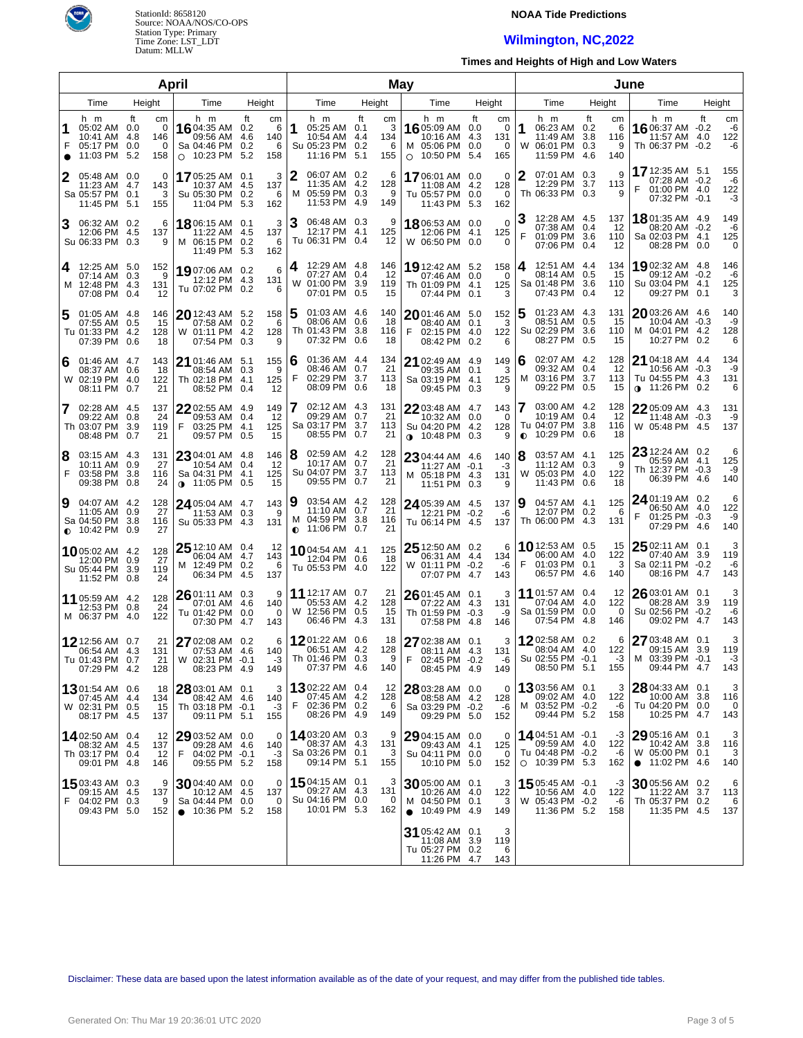StationId: 8658120
Source: NOAA/NOS/CO-OPS
Station Type: Primary
Time Zone: LST_LDT
Datum: MLLW

# NOAA Tide Predictions

## Wilmington, NC,2022

### Times and Heights of High and Low Waters

## April

| Day | Time | ft | cm | Day | Time | ft | cm |
|---|---|---|---|---|---|---|---|
| 1 F ● | 05:02 AM | 0.0 | 0 | 16 Sa ○ | 04:35 AM | 0.2 | 6 |
| | 10:41 AM | 4.8 | 146 | | 09:56 AM | 4.6 | 140 |
| | 05:17 PM | 0.0 | 0 | | 04:46 PM | 0.2 | 6 |
| | 11:03 PM | 5.2 | 158 | | 10:23 PM | 5.2 | 158 |
| 2 Sa | 05:48 AM | 0.0 | 0 | 17 Su | 05:25 AM | 0.1 | 3 |
| | 11:23 AM | 4.7 | 143 | | 10:37 AM | 4.5 | 137 |
| | 05:57 PM | 0.1 | 3 | | 05:30 PM | 0.2 | 6 |
| | 11:45 PM | 5.1 | 155 | | 11:04 PM | 5.3 | 162 |
| 3 Su | 06:32 AM | 0.2 | 6 | 18 M | 06:15 AM | 0.1 | 3 |
| | 12:06 PM | 4.5 | 137 | | 11:22 AM | 4.5 | 137 |
| | 06:33 PM | 0.3 | 9 | | 06:15 PM | 0.2 | 6 |
| | | | | | 11:49 PM | 5.3 | 162 |
| 4 M | 12:25 AM | 5.0 | 152 | 19 Tu | 07:06 AM | 0.2 | 6 |
| | 07:14 AM | 0.3 | 9 | | 12:12 PM | 4.3 | 131 |
| | 12:48 PM | 4.3 | 131 | | 07:02 PM | 0.2 | 6 |
| | 07:08 PM | 0.4 | 12 | | | | |
| 5 Tu | 01:05 AM | 4.8 | 146 | 20 W | 12:43 AM | 5.2 | 158 |
| | 07:55 AM | 0.5 | 15 | | 07:58 AM | 0.2 | 6 |
| | 01:33 PM | 4.2 | 128 | | 01:11 PM | 4.2 | 128 |
| | 07:39 PM | 0.6 | 18 | | 07:54 PM | 0.3 | 9 |
| 6 W | 01:46 AM | 4.7 | 143 | 21 Th | 01:46 AM | 5.1 | 155 |
| | 08:37 AM | 0.6 | 18 | | 08:54 AM | 0.3 | 9 |
| | 02:19 PM | 4.0 | 122 | | 02:18 PM | 4.1 | 125 |
| | 08:11 PM | 0.7 | 21 | | 08:52 PM | 0.4 | 12 |
| 7 Th | 02:28 AM | 4.5 | 137 | 22 F | 02:55 AM | 4.9 | 149 |
| | 09:22 AM | 0.8 | 24 | | 09:53 AM | 0.4 | 12 |
| | 03:07 PM | 3.9 | 119 | | 03:25 PM | 4.1 | 125 |
| | 08:48 PM | 0.7 | 21 | | 09:57 PM | 0.5 | 15 |
| 8 F | 03:15 AM | 4.3 | 131 | 23 Sa ◑ | 04:01 AM | 4.8 | 146 |
| | 10:11 AM | 0.9 | 27 | | 10:54 AM | 0.4 | 12 |
| | 03:58 PM | 3.8 | 116 | | 04:31 PM | 4.1 | 125 |
| | 09:38 PM | 0.8 | 24 | | 11:05 PM | 0.5 | 15 |
| 9 Sa ◐ | 04:07 AM | 4.2 | 128 | 24 Su | 05:04 AM | 4.7 | 143 |
| | 11:05 AM | 0.9 | 27 | | 11:53 AM | 0.3 | 9 |
| | 04:50 PM | 3.8 | 116 | | 05:33 PM | 4.3 | 131 |
| | 10:42 PM | 0.9 | 27 | | | | |
| 10 Su | 05:02 AM | 4.2 | 128 | 25 M | 12:10 AM | 0.4 | 12 |
| | 12:00 PM | 0.9 | 27 | | 06:04 AM | 4.7 | 143 |
| | 05:44 PM | 3.9 | 119 | | 12:49 PM | 0.2 | 6 |
| | 11:52 PM | 0.8 | 24 | | 06:34 PM | 4.5 | 137 |
| 11 M | 05:59 AM | 4.2 | 128 | 26 Tu | 01:11 AM | 0.3 | 9 |
| | 12:53 PM | 0.8 | 24 | | 07:01 AM | 4.6 | 140 |
| | 06:37 PM | 4.0 | 122 | | 01:42 PM | 0.0 | 0 |
| | | | | | 07:30 PM | 4.7 | 143 |
| 12 Tu | 12:56 AM | 0.7 | 21 | 27 W | 02:08 AM | 0.2 | 6 |
| | 06:54 AM | 4.3 | 131 | | 07:53 AM | 4.6 | 140 |
| | 01:43 PM | 0.7 | 21 | | 02:31 PM | -0.1 | -3 |
| | 07:29 PM | 4.2 | 128 | | 08:23 PM | 4.9 | 149 |
| 13 W | 01:54 AM | 0.6 | 18 | 28 Th | 03:01 AM | 0.1 | 3 |
| | 07:45 AM | 4.4 | 134 | | 08:42 AM | 4.6 | 140 |
| | 02:31 PM | 0.5 | 15 | | 03:18 PM | -0.1 | -3 |
| | 08:17 PM | 4.5 | 137 | | 09:11 PM | 5.1 | 155 |
| 14 Th | 02:50 AM | 0.4 | 12 | 29 F | 03:52 AM | 0.0 | 0 |
| | 08:32 AM | 4.5 | 137 | | 09:28 AM | 4.6 | 140 |
| | 03:17 PM | 0.4 | 12 | | 04:02 PM | -0.1 | -3 |
| | 09:01 PM | 4.8 | 146 | | 09:55 PM | 5.2 | 158 |
| 15 F | 03:43 AM | 0.3 | 9 | 30 Sa ● | 04:40 AM | 0.0 | 0 |
| | 09:15 AM | 4.5 | 137 | | 10:12 AM | 4.5 | 137 |
| | 04:02 PM | 0.3 | 9 | | 04:44 PM | 0.0 | 0 |
| | 09:43 PM | 5.0 | 152 | | 10:36 PM | 5.2 | 158 |

## May

| Day | Time | ft | cm | Day | Time | ft | cm |
|---|---|---|---|---|---|---|---|
| 1 Su | 05:25 AM | 0.1 | 3 | 16 M ○ | 05:09 AM | 0.0 | 0 |
| | 10:54 AM | 4.4 | 134 | | 10:16 AM | 4.3 | 131 |
| | 05:23 PM | 0.2 | 6 | | 05:06 PM | 0.0 | 0 |
| | 11:16 PM | 5.1 | 155 | | 10:50 PM | 5.4 | 165 |
| 2 M | 06:07 AM | 0.2 | 6 | 17 Tu | 06:01 AM | 0.0 | 0 |
| | 11:35 AM | 4.2 | 128 | | 11:08 AM | 4.2 | 128 |
| | 05:59 PM | 0.3 | 9 | | 05:57 PM | 0.0 | 0 |
| | 11:53 PM | 4.9 | 149 | | 11:43 PM | 5.3 | 162 |
| 3 Tu | 06:48 AM | 0.3 | 9 | 18 W | 06:53 AM | 0.0 | 0 |
| | 12:17 PM | 4.1 | 125 | | 12:06 PM | 4.1 | 125 |
| | 06:31 PM | 0.4 | 12 | | 06:50 PM | 0.0 | 0 |
| 4 W | 12:29 AM | 4.8 | 146 | 19 Th | 12:42 AM | 5.2 | 158 |
| | 07:27 AM | 0.4 | 12 | | 07:46 AM | 0.0 | 0 |
| | 01:00 PM | 3.9 | 119 | | 01:09 PM | 4.1 | 125 |
| | 07:01 PM | 0.5 | 15 | | 07:44 PM | 0.1 | 3 |
| 5 Th | 01:03 AM | 4.6 | 140 | 20 F | 01:46 AM | 5.0 | 152 |
| | 08:06 AM | 0.6 | 18 | | 08:40 AM | 0.1 | 3 |
| | 01:43 PM | 3.8 | 116 | | 02:15 PM | 4.0 | 122 |
| | 07:32 PM | 0.6 | 18 | | 08:42 PM | 0.2 | 6 |
| 6 F | 01:36 AM | 4.4 | 134 | 21 Sa | 02:49 AM | 4.9 | 149 |
| | 08:46 AM | 0.7 | 21 | | 09:35 AM | 0.1 | 3 |
| | 02:29 PM | 3.7 | 113 | | 03:19 PM | 4.1 | 125 |
| | 08:09 PM | 0.6 | 18 | | 09:45 PM | 0.3 | 9 |
| 7 Sa | 02:12 AM | 4.3 | 131 | 22 Su ◑ | 03:48 AM | 4.7 | 143 |
| | 09:29 AM | 0.7 | 21 | | 10:32 AM | 0.0 | 0 |
| | 03:17 PM | 3.7 | 113 | | 04:20 PM | 4.2 | 128 |
| | 08:55 PM | 0.7 | 21 | | 10:48 PM | 0.3 | 9 |
| 8 Su | 02:59 AM | 4.2 | 128 | 23 M | 04:44 AM | 4.6 | 140 |
| | 10:17 AM | 0.7 | 21 | | 11:27 AM | -0.1 | -3 |
| | 04:07 PM | 3.7 | 113 | | 05:18 PM | 4.3 | 131 |
| | 09:55 PM | 0.7 | 21 | | 11:51 PM | 0.3 | 9 |
| 9 M ◐ | 03:54 AM | 4.2 | 128 | 24 Tu | 05:39 AM | 4.5 | 137 |
| | 11:10 AM | 0.7 | 21 | | 12:21 PM | -0.2 | -6 |
| | 04:59 PM | 3.8 | 116 | | 06:14 PM | 4.5 | 137 |
| | 11:06 PM | 0.7 | 21 | | | | |
| 10 Tu | 04:54 AM | 4.1 | 125 | 25 W | 12:50 AM | 0.2 | 6 |
| | 12:04 PM | 0.6 | 18 | | 06:31 AM | 4.4 | 134 |
| | 05:53 PM | 4.0 | 122 | | 01:11 PM | -0.2 | -6 |
| | | | | | 07:07 PM | 4.7 | 143 |
| 11 W | 12:17 AM | 0.7 | 21 | 26 Th | 01:45 AM | 0.1 | 3 |
| | 05:53 AM | 4.2 | 128 | | 07:22 AM | 4.3 | 131 |
| | 12:56 PM | 0.5 | 15 | | 01:59 PM | -0.3 | -9 |
| | 06:46 PM | 4.3 | 131 | | 07:58 PM | 4.8 | 146 |
| 12 Th | 01:22 AM | 0.6 | 18 | 27 F | 02:38 AM | 0.1 | 3 |
| | 06:51 AM | 4.2 | 128 | | 08:11 AM | 4.3 | 131 |
| | 01:46 PM | 0.3 | 9 | | 02:45 PM | -0.2 | -6 |
| | 07:37 PM | 4.6 | 140 | | 08:45 PM | 4.9 | 149 |
| 13 F | 02:22 AM | 0.4 | 12 | 28 Sa | 03:28 AM | 0.0 | 0 |
| | 07:45 AM | 4.2 | 128 | | 08:58 AM | 4.2 | 128 |
| | 02:36 PM | 0.2 | 6 | | 03:29 PM | -0.2 | -6 |
| | 08:26 PM | 4.9 | 149 | | 09:29 PM | 5.0 | 152 |
| 14 Sa | 03:20 AM | 0.3 | 9 | 29 Su | 04:15 AM | 0.0 | 0 |
| | 08:37 AM | 4.3 | 131 | | 09:43 AM | 4.1 | 125 |
| | 03:26 PM | 0.1 | 3 | | 04:11 PM | 0.0 | 0 |
| | 09:14 PM | 5.1 | 155 | | 10:10 PM | 5.0 | 152 |
| 15 Su | 04:15 AM | 0.1 | 3 | 30 M ● | 05:00 AM | 0.1 | 3 |
| | 09:27 AM | 4.3 | 131 | | 10:26 AM | 4.0 | 122 |
| | 04:16 PM | 0.0 | 0 | | 04:50 PM | 0.1 | 3 |
| | 10:01 PM | 5.3 | 162 | | 10:49 PM | 4.9 | 149 |
| | | | | 31 Tu | 05:42 AM | 0.1 | 3 |
| | | | | | 11:08 AM | 3.9 | 119 |
| | | | | | 05:27 PM | 0.2 | 6 |
| | | | | | 11:26 PM | 4.7 | 143 |

## June

| Day | Time | ft | cm | Day | Time | ft | cm |
|---|---|---|---|---|---|---|---|
| 1 W | 06:23 AM | 0.2 | 6 | 16 Th | 06:37 AM | -0.2 | -6 |
| | 11:49 AM | 3.8 | 116 | | 11:57 AM | 4.0 | 122 |
| | 06:01 PM | 0.3 | 9 | | 06:37 PM | -0.2 | -6 |
| | 11:59 PM | 4.6 | 140 | | | | |
| 2 Th | 07:01 AM | 0.3 | 9 | 17 F | 12:35 AM | 5.1 | 155 |
| | 12:29 PM | 3.7 | 113 | | 07:28 AM | -0.2 | -6 |
| | 06:33 PM | 0.3 | 9 | | 01:00 PM | 4.0 | 122 |
| | | | | | 07:32 PM | -0.1 | -3 |
| 3 F | 12:28 AM | 4.5 | 137 | 18 Sa | 01:35 AM | 4.9 | 149 |
| | 07:38 AM | 0.4 | 12 | | 08:20 AM | -0.2 | -6 |
| | 01:09 PM | 3.6 | 110 | | 02:03 PM | 4.1 | 125 |
| | 07:06 PM | 0.4 | 12 | | 08:28 PM | 0.0 | 0 |
| 4 Sa | 12:51 AM | 4.4 | 134 | 19 Su | 02:32 AM | 4.8 | 146 |
| | 08:14 AM | 0.5 | 15 | | 09:12 AM | -0.2 | -6 |
| | 01:48 PM | 3.6 | 110 | | 03:04 PM | 4.1 | 125 |
| | 07:43 PM | 0.4 | 12 | | 09:27 PM | 0.1 | 3 |
| 5 Su | 01:23 AM | 4.3 | 131 | 20 M | 03:26 AM | 4.6 | 140 |
| | 08:51 AM | 0.5 | 15 | | 10:04 AM | -0.3 | -9 |
| | 02:29 PM | 3.6 | 110 | | 04:01 PM | 4.2 | 128 |
| | 08:27 PM | 0.5 | 15 | | 10:27 PM | 0.2 | 6 |
| 6 M | 02:07 AM | 4.2 | 128 | 21 Tu ◑ | 04:18 AM | 4.4 | 134 |
| | 09:32 AM | 0.4 | 12 | | 10:56 AM | -0.3 | -9 |
| | 03:16 PM | 3.7 | 113 | | 04:55 PM | 4.3 | 131 |
| | 09:22 PM | 0.5 | 15 | | 11:26 PM | 0.2 | 6 |
| 7 Tu ◐ | 03:00 AM | 4.2 | 128 | 22 W | 05:09 AM | 4.3 | 131 |
| | 10:19 AM | 0.4 | 12 | | 11:48 AM | -0.3 | -9 |
| | 04:07 PM | 3.8 | 116 | | 05:48 PM | 4.5 | 137 |
| | 10:29 PM | 0.6 | 18 | | | | |
| 8 W | 03:57 AM | 4.1 | 125 | 23 Th | 12:24 AM | 0.2 | 6 |
| | 11:12 AM | 0.3 | 9 | | 05:59 AM | 4.1 | 125 |
| | 05:03 PM | 4.0 | 122 | | 12:37 PM | -0.3 | -9 |
| | 11:43 PM | 0.6 | 18 | | 06:39 PM | 4.6 | 140 |
| 9 Th | 04:57 AM | 4.1 | 125 | 24 F | 01:19 AM | 0.2 | 6 |
| | 12:07 PM | 0.2 | 6 | | 06:50 AM | 4.0 | 122 |
| | 06:00 PM | 4.3 | 131 | | 01:25 PM | -0.3 | -9 |
| | | | | | 07:29 PM | 4.6 | 140 |
| 10 F | 12:53 AM | 0.5 | 15 | 25 Sa | 02:11 AM | 0.1 | 3 |
| | 06:00 AM | 4.0 | 122 | | 07:40 AM | 3.9 | 119 |
| | 01:03 PM | 0.1 | 3 | | 02:11 PM | -0.2 | -6 |
| | 06:57 PM | 4.6 | 140 | | 08:16 PM | 4.7 | 143 |
| 11 Sa | 01:57 AM | 0.4 | 12 | 26 Su | 03:01 AM | 0.1 | 3 |
| | 07:04 AM | 4.0 | 122 | | 08:28 AM | 3.9 | 119 |
| | 01:59 PM | 0.0 | 0 | | 02:56 PM | -0.2 | -6 |
| | 07:54 PM | 4.8 | 146 | | 09:02 PM | 4.7 | 143 |
| 12 Su | 02:58 AM | 0.2 | 6 | 27 M | 03:48 AM | 0.1 | 3 |
| | 08:04 AM | 4.0 | 122 | | 09:15 AM | 3.9 | 119 |
| | 02:55 PM | -0.1 | -3 | | 03:39 PM | -0.1 | -3 |
| | 08:50 PM | 5.1 | 155 | | 09:44 PM | 4.7 | 143 |
| 13 M | 03:56 AM | 0.1 | 3 | 28 Tu | 04:33 AM | 0.1 | 3 |
| | 09:02 AM | 4.0 | 122 | | 10:00 AM | 3.8 | 116 |
| | 03:52 PM | -0.2 | -6 | | 04:20 PM | 0.0 | 0 |
| | 09:44 PM | 5.2 | 158 | | 10:25 PM | 4.7 | 143 |
| 14 Tu ○ | 04:51 AM | -0.1 | -3 | 29 W ● | 05:16 AM | 0.1 | 3 |
| | 09:59 AM | 4.0 | 122 | | 10:42 AM | 3.8 | 116 |
| | 04:48 PM | -0.2 | -6 | | 05:00 PM | 0.1 | 3 |
| | 10:39 PM | 5.3 | 162 | | 11:02 PM | 4.6 | 140 |
| 15 W | 05:45 AM | -0.1 | -3 | 30 Th | 05:56 AM | 0.2 | 6 |
| | 10:56 AM | 4.0 | 122 | | 11:22 AM | 3.7 | 113 |
| | 05:43 PM | -0.2 | -6 | | 05:37 PM | 0.2 | 6 |
| | 11:36 PM | 5.2 | 158 | | 11:35 PM | 4.5 | 137 |

Disclaimer: These data are based upon the latest information available as of the date of your request, and may differ from the published tide tables.

Generated On: Thu Mar 19 20:36:01 UTC 2020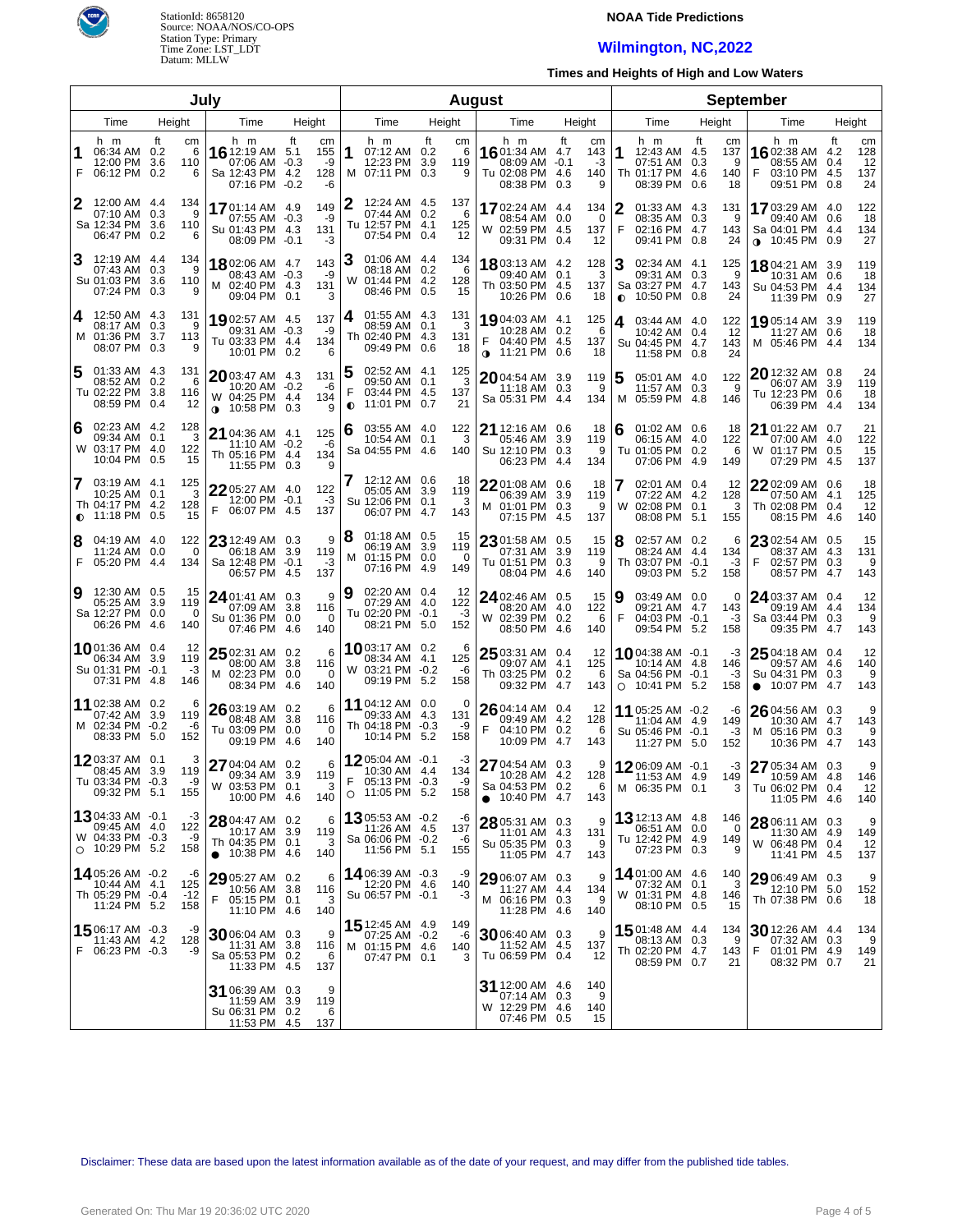StationId: 8658120
Source: NOAA/NOS/CO-OPS
Station Type: Primary
Time Zone: LST_LDT
Datum: MLLW

**NOAA Tide Predictions**

## Wilmington, NC,2022

**Times and Heights of High and Low Waters**

### July

| Day | Time | Height (ft) | Height (cm) |
|---|---|---|---|
| 1 F | 06:34 AM | 0.2 | 6 |
| | 12:00 PM | 3.6 | 110 |
| | 06:12 PM | 0.2 | 6 |
| 2 Sa | 12:00 AM | 4.4 | 134 |
| | 07:10 AM | 0.3 | 9 |
| | 12:34 PM | 3.6 | 110 |
| | 06:47 PM | 0.2 | 6 |
| 3 Su | 12:19 AM | 4.4 | 134 |
| | 07:43 AM | 0.3 | 9 |
| | 01:03 PM | 3.6 | 110 |
| | 07:24 PM | 0.3 | 9 |
| 4 M | 12:50 AM | 4.3 | 131 |
| | 08:17 AM | 0.3 | 9 |
| | 01:36 PM | 3.7 | 113 |
| | 08:07 PM | 0.3 | 9 |
| 5 Tu | 01:33 AM | 4.3 | 131 |
| | 08:52 AM | 0.2 | 6 |
| | 02:22 PM | 3.8 | 116 |
| | 08:59 PM | 0.4 | 12 |
| 6 W | 02:23 AM | 4.2 | 128 |
| | 09:34 AM | 0.1 | 3 |
| | 03:17 PM | 4.0 | 122 |
| | 10:04 PM | 0.5 | 15 |
| 7 Th | 03:19 AM | 4.1 | 125 |
| | 10:25 AM | 0.1 | 3 |
| | 04:17 PM | 4.2 | 128 |
| | 11:18 PM | 0.5 | 15 |
| 8 F | 04:19 AM | 4.0 | 122 |
| | 11:24 AM | 0.0 | 0 |
| | 05:20 PM | 4.4 | 134 |
| 9 Sa | 12:30 AM | 0.5 | 15 |
| | 05:25 AM | 3.9 | 119 |
| | 12:27 PM | 0.0 | 0 |
| | 06:26 PM | 4.6 | 140 |
| 10 Su | 01:36 AM | 0.4 | 12 |
| | 06:34 AM | 3.9 | 119 |
| | 01:31 PM | -0.1 | -3 |
| | 07:31 PM | 4.8 | 146 |
| 11 M | 02:38 AM | 0.2 | 6 |
| | 07:42 AM | 3.9 | 119 |
| | 02:34 PM | -0.2 | -6 |
| | 08:33 PM | 5.0 | 152 |
| 12 Tu | 03:37 AM | 0.1 | 3 |
| | 08:45 AM | 3.9 | 119 |
| | 03:34 PM | -0.3 | -9 |
| | 09:32 PM | 5.1 | 155 |
| 13 W | 04:33 AM | -0.1 | -3 |
| | 09:45 AM | 4.0 | 122 |
| | 04:33 PM | -0.3 | -9 |
| | 10:29 PM | 5.2 | 158 |
| 14 Th | 05:26 AM | -0.2 | -6 |
| | 10:44 AM | 4.1 | 125 |
| | 05:29 PM | -0.4 | -12 |
| | 11:24 PM | 5.2 | 158 |
| 15 F | 06:17 AM | -0.3 | -9 |
| | 11:43 AM | 4.2 | 128 |
| | 06:23 PM | -0.3 | -9 |
| 16 Sa | 12:19 AM | 5.1 | 155 |
| | 07:06 AM | -0.3 | -9 |
| | 12:43 PM | 4.2 | 128 |
| | 07:16 PM | -0.2 | -6 |
| 17 Su | 01:14 AM | 4.9 | 149 |
| | 07:55 AM | -0.3 | -9 |
| | 01:43 PM | 4.3 | 131 |
| | 08:09 PM | -0.1 | -3 |
| 18 M | 02:06 AM | 4.7 | 143 |
| | 08:43 AM | -0.3 | -9 |
| | 02:40 PM | 4.3 | 131 |
| | 09:04 PM | 0.1 | 3 |
| 19 Tu | 02:57 AM | 4.5 | 137 |
| | 09:31 AM | -0.3 | -9 |
| | 03:33 PM | 4.4 | 134 |
| | 10:01 PM | 0.2 | 6 |
| 20 W | 03:47 AM | 4.3 | 131 |
| | 10:20 AM | -0.2 | -6 |
| | 04:25 PM | 4.4 | 134 |
| | 10:58 PM | 0.3 | 9 |
| 21 Th | 04:36 AM | 4.1 | 125 |
| | 11:10 AM | -0.2 | -6 |
| | 05:16 PM | 4.4 | 134 |
| | 11:55 PM | 0.3 | 9 |
| 22 F | 05:27 AM | 4.0 | 122 |
| | 12:00 PM | -0.1 | -3 |
| | 06:07 PM | 4.5 | 137 |
| 23 Sa | 12:49 AM | 0.3 | 9 |
| | 06:18 AM | 3.9 | 119 |
| | 12:48 PM | -0.1 | -3 |
| | 06:57 PM | 4.5 | 137 |
| 24 Su | 01:41 AM | 0.3 | 9 |
| | 07:09 AM | 3.8 | 116 |
| | 01:36 PM | 0.0 | 0 |
| | 07:46 PM | 4.6 | 140 |
| 25 M | 02:31 AM | 0.2 | 6 |
| | 08:00 AM | 3.8 | 116 |
| | 02:23 PM | 0.0 | 0 |
| | 08:34 PM | 4.6 | 140 |
| 26 Tu | 03:19 AM | 0.2 | 6 |
| | 08:48 AM | 3.8 | 116 |
| | 03:09 PM | 0.0 | 0 |
| | 09:19 PM | 4.6 | 140 |
| 27 W | 04:04 AM | 0.2 | 6 |
| | 09:34 AM | 3.9 | 119 |
| | 03:53 PM | 0.1 | 3 |
| | 10:00 PM | 4.6 | 140 |
| 28 Th | 04:47 AM | 0.2 | 6 |
| | 10:17 AM | 3.9 | 119 |
| | 04:35 PM | 0.1 | 3 |
| | 10:38 PM | 4.6 | 140 |
| 29 F | 05:27 AM | 0.2 | 6 |
| | 10:56 AM | 3.8 | 116 |
| | 05:15 PM | 0.1 | 3 |
| | 11:10 PM | 4.6 | 140 |
| 30 Sa | 06:04 AM | 0.3 | 9 |
| | 11:31 AM | 3.8 | 116 |
| | 05:53 PM | 0.2 | 6 |
| | 11:33 PM | 4.5 | 137 |
| 31 Su | 06:39 AM | 0.3 | 9 |
| | 11:59 AM | 3.9 | 119 |
| | 06:31 PM | 0.2 | 6 |
| | 11:53 PM | 4.5 | 137 |

### August

| Day | Time | Height (ft) | Height (cm) |
|---|---|---|---|
| 1 M | 07:12 AM | 0.2 | 6 |
| | 12:23 PM | 3.9 | 119 |
| | 07:11 PM | 0.3 | 9 |
| 2 Tu | 12:24 AM | 4.5 | 137 |
| | 07:44 AM | 0.2 | 6 |
| | 12:57 PM | 4.1 | 125 |
| | 07:54 PM | 0.4 | 12 |
| 3 W | 01:06 AM | 4.4 | 134 |
| | 08:18 AM | 0.2 | 6 |
| | 01:44 PM | 4.2 | 128 |
| | 08:46 PM | 0.5 | 15 |
| 4 Th | 01:55 AM | 4.3 | 131 |
| | 08:59 AM | 0.1 | 3 |
| | 02:40 PM | 4.3 | 131 |
| | 09:49 PM | 0.6 | 18 |
| 5 F | 02:52 AM | 4.1 | 125 |
| | 09:50 AM | 0.1 | 3 |
| | 03:44 PM | 4.5 | 137 |
| | 11:01 PM | 0.7 | 21 |
| 6 Sa | 03:55 AM | 4.0 | 122 |
| | 10:54 AM | 0.1 | 3 |
| | 04:55 PM | 4.6 | 140 |
| 7 Su | 12:12 AM | 0.6 | 18 |
| | 05:05 AM | 3.9 | 119 |
| | 12:06 PM | 0.1 | 3 |
| | 06:07 PM | 4.7 | 143 |
| 8 M | 01:18 AM | 0.5 | 15 |
| | 06:19 AM | 3.9 | 119 |
| | 01:15 PM | 0.0 | 0 |
| | 07:16 PM | 4.9 | 149 |
| 9 Tu | 02:20 AM | 0.4 | 12 |
| | 07:29 AM | 4.0 | 122 |
| | 02:20 PM | -0.1 | -3 |
| | 08:21 PM | 5.0 | 152 |
| 10 W | 03:17 AM | 0.2 | 6 |
| | 08:34 AM | 4.1 | 125 |
| | 03:21 PM | -0.2 | -6 |
| | 09:19 PM | 5.2 | 158 |
| 11 Th | 04:12 AM | 0.0 | 0 |
| | 09:33 AM | 4.3 | 131 |
| | 04:18 PM | -0.3 | -9 |
| | 10:14 PM | 5.2 | 158 |
| 12 F | 05:04 AM | -0.1 | -3 |
| | 10:30 AM | 4.4 | 134 |
| | 05:13 PM | -0.3 | -9 |
| | 11:05 PM | 5.2 | 158 |
| 13 Sa | 05:53 AM | -0.2 | -6 |
| | 11:26 AM | 4.5 | 137 |
| | 06:06 PM | -0.2 | -6 |
| | 11:56 PM | 5.1 | 155 |
| 14 Su | 06:39 AM | -0.3 | -9 |
| | 12:20 PM | 4.6 | 140 |
| | 06:57 PM | -0.1 | -3 |
| 15 M | 12:45 AM | 4.9 | 149 |
| | 07:25 AM | -0.2 | -6 |
| | 01:15 PM | 4.6 | 140 |
| | 07:47 PM | 0.1 | 3 |
| 16 Tu | 01:34 AM | 4.7 | 143 |
| | 08:09 AM | -0.1 | -3 |
| | 02:08 PM | 4.6 | 140 |
| | 08:38 PM | 0.3 | 9 |
| 17 W | 02:24 AM | 4.4 | 134 |
| | 08:54 AM | 0.0 | 0 |
| | 02:59 PM | 4.5 | 137 |
| | 09:31 PM | 0.4 | 12 |
| 18 Th | 03:13 AM | 4.2 | 128 |
| | 09:40 AM | 0.1 | 3 |
| | 03:50 PM | 4.5 | 137 |
| | 10:26 PM | 0.6 | 18 |
| 19 F | 04:03 AM | 4.1 | 125 |
| | 10:28 AM | 0.2 | 6 |
| | 04:40 PM | 4.5 | 137 |
| | 11:21 PM | 0.6 | 18 |
| 20 Sa | 04:54 AM | 3.9 | 119 |
| | 11:18 AM | 0.3 | 9 |
| | 05:31 PM | 4.4 | 134 |
| 21 Su | 12:16 AM | 0.6 | 18 |
| | 05:46 AM | 3.9 | 119 |
| | 12:10 PM | 0.3 | 9 |
| | 06:23 PM | 4.4 | 134 |
| 22 M | 01:08 AM | 0.6 | 18 |
| | 06:39 AM | 3.9 | 119 |
| | 01:01 PM | 0.3 | 9 |
| | 07:15 PM | 4.5 | 137 |
| 23 Tu | 01:58 AM | 0.5 | 15 |
| | 07:31 AM | 3.9 | 119 |
| | 01:51 PM | 0.3 | 9 |
| | 08:04 PM | 4.6 | 140 |
| 24 W | 02:46 AM | 0.5 | 15 |
| | 08:20 AM | 4.0 | 122 |
| | 02:39 PM | 0.2 | 6 |
| | 08:50 PM | 4.6 | 140 |
| 25 Th | 03:31 AM | 0.4 | 12 |
| | 09:07 AM | 4.1 | 125 |
| | 03:25 PM | 0.2 | 6 |
| | 09:32 PM | 4.7 | 143 |
| 26 F | 04:14 AM | 0.4 | 12 |
| | 09:49 AM | 4.2 | 128 |
| | 04:10 PM | 0.2 | 6 |
| | 10:09 PM | 4.7 | 143 |
| 27 Sa | 04:54 AM | 0.3 | 9 |
| | 10:28 AM | 4.2 | 128 |
| | 04:53 PM | 0.2 | 6 |
| | 10:40 PM | 4.7 | 143 |
| 28 Su | 05:31 AM | 0.3 | 9 |
| | 11:01 AM | 4.3 | 131 |
| | 05:35 PM | 0.3 | 9 |
| | 11:05 PM | 4.7 | 143 |
| 29 M | 06:07 AM | 0.3 | 9 |
| | 11:27 AM | 4.4 | 134 |
| | 06:16 PM | 0.3 | 9 |
| | 11:28 PM | 4.6 | 140 |
| 30 Tu | 06:40 AM | 0.3 | 9 |
| | 11:52 AM | 4.5 | 137 |
| | 06:59 PM | 0.4 | 12 |
| 31 W | 12:00 AM | 4.6 | 140 |
| | 07:14 AM | 0.3 | 9 |
| | 12:29 PM | 4.6 | 140 |
| | 07:46 PM | 0.5 | 15 |

### September

| Day | Time | Height (ft) | Height (cm) |
|---|---|---|---|
| 1 Th | 12:43 AM | 4.5 | 137 |
| | 07:51 AM | 0.3 | 9 |
| | 01:17 PM | 4.6 | 140 |
| | 08:39 PM | 0.6 | 18 |
| 2 F | 01:33 AM | 4.3 | 131 |
| | 08:35 AM | 0.3 | 9 |
| | 02:16 PM | 4.7 | 143 |
| | 09:41 PM | 0.8 | 24 |
| 3 Sa | 02:34 AM | 4.1 | 125 |
| | 09:31 AM | 0.3 | 9 |
| | 03:27 PM | 4.7 | 143 |
| | 10:50 PM | 0.8 | 24 |
| 4 Su | 03:44 AM | 4.0 | 122 |
| | 10:42 AM | 0.4 | 12 |
| | 04:45 PM | 4.7 | 143 |
| | 11:58 PM | 0.8 | 24 |
| 5 M | 05:01 AM | 4.0 | 122 |
| | 11:57 AM | 0.3 | 9 |
| | 05:59 PM | 4.8 | 146 |
| 6 Tu | 01:02 AM | 0.6 | 18 |
| | 06:15 AM | 4.0 | 122 |
| | 01:05 PM | 0.2 | 6 |
| | 07:06 PM | 4.9 | 149 |
| 7 W | 02:01 AM | 0.4 | 12 |
| | 07:22 AM | 4.2 | 128 |
| | 02:08 PM | 0.1 | 3 |
| | 08:08 PM | 5.1 | 155 |
| 8 Th | 02:57 AM | 0.2 | 6 |
| | 08:24 AM | 4.4 | 134 |
| | 03:07 PM | -0.1 | -3 |
| | 09:03 PM | 5.2 | 158 |
| 9 F | 03:49 AM | 0.0 | 0 |
| | 09:21 AM | 4.7 | 143 |
| | 04:03 PM | -0.1 | -3 |
| | 09:54 PM | 5.2 | 158 |
| 10 Sa | 04:38 AM | -0.1 | -3 |
| | 10:14 AM | 4.8 | 146 |
| | 04:56 PM | -0.1 | -3 |
| | 10:41 PM | 5.2 | 158 |
| 11 Su | 05:25 AM | -0.2 | -6 |
| | 11:04 AM | 4.9 | 149 |
| | 05:46 PM | -0.1 | -3 |
| | 11:27 PM | 5.0 | 152 |
| 12 M | 06:09 AM | -0.1 | -3 |
| | 11:53 AM | 4.9 | 149 |
| | 06:35 PM | 0.1 | 3 |
| 13 Tu | 12:13 AM | 4.8 | 146 |
| | 06:51 AM | 0.0 | 0 |
| | 12:42 PM | 4.9 | 149 |
| | 07:23 PM | 0.3 | 9 |
| 14 W | 01:00 AM | 4.6 | 140 |
| | 07:32 AM | 0.1 | 3 |
| | 01:31 PM | 4.8 | 146 |
| | 08:10 PM | 0.5 | 15 |
| 15 Th | 01:48 AM | 4.4 | 134 |
| | 08:13 AM | 0.3 | 9 |
| | 02:20 PM | 4.7 | 143 |
| | 08:59 PM | 0.7 | 21 |
| 16 F | 02:38 AM | 4.2 | 128 |
| | 08:55 AM | 0.4 | 12 |
| | 03:10 PM | 4.5 | 137 |
| | 09:51 PM | 0.8 | 24 |
| 17 Sa | 03:29 AM | 4.0 | 122 |
| | 09:40 AM | 0.6 | 18 |
| | 04:01 PM | 4.4 | 134 |
| | 10:45 PM | 0.9 | 27 |
| 18 Su | 04:21 AM | 3.9 | 119 |
| | 10:31 AM | 0.6 | 18 |
| | 04:53 PM | 4.4 | 134 |
| | 11:39 PM | 0.9 | 27 |
| 19 M | 05:14 AM | 3.9 | 119 |
| | 11:27 AM | 0.6 | 18 |
| | 05:46 PM | 4.4 | 134 |
| 20 Tu | 12:32 AM | 0.8 | 24 |
| | 06:07 AM | 3.9 | 119 |
| | 12:23 PM | 0.6 | 18 |
| | 06:39 PM | 4.4 | 134 |
| 21 W | 01:22 AM | 0.7 | 21 |
| | 07:00 AM | 4.0 | 122 |
| | 01:17 PM | 0.5 | 15 |
| | 07:29 PM | 4.5 | 137 |
| 22 Th | 02:09 AM | 0.6 | 18 |
| | 07:50 AM | 4.1 | 125 |
| | 02:08 PM | 0.4 | 12 |
| | 08:15 PM | 4.6 | 140 |
| 23 F | 02:54 AM | 0.5 | 15 |
| | 08:37 AM | 4.3 | 131 |
| | 02:57 PM | 0.3 | 9 |
| | 08:57 PM | 4.7 | 143 |
| 24 Sa | 03:37 AM | 0.4 | 12 |
| | 09:19 AM | 4.4 | 134 |
| | 03:44 PM | 0.3 | 9 |
| | 09:35 PM | 4.7 | 143 |
| 25 Su | 04:18 AM | 0.4 | 12 |
| | 09:57 AM | 4.6 | 140 |
| | 04:31 PM | 0.3 | 9 |
| | 10:07 PM | 4.7 | 143 |
| 26 M | 04:56 AM | 0.3 | 9 |
| | 10:30 AM | 4.7 | 143 |
| | 05:16 PM | 0.3 | 9 |
| | 10:36 PM | 4.7 | 143 |
| 27 Tu | 05:34 AM | 0.3 | 9 |
| | 10:59 AM | 4.8 | 146 |
| | 06:02 PM | 0.4 | 12 |
| | 11:05 PM | 4.6 | 140 |
| 28 W | 06:11 AM | 0.3 | 9 |
| | 11:30 AM | 4.9 | 149 |
| | 06:48 PM | 0.4 | 12 |
| | 11:41 PM | 4.5 | 137 |
| 29 Th | 06:49 AM | 0.3 | 9 |
| | 12:10 PM | 5.0 | 152 |
| | 07:38 PM | 0.6 | 18 |
| 30 F | 12:26 AM | 4.4 | 134 |
| | 07:32 AM | 0.3 | 9 |
| | 01:01 PM | 4.9 | 149 |
| | 08:32 PM | 0.7 | 21 |

Disclaimer: These data are based upon the latest information available as of the date of your request, and may differ from the published tide tables.

Generated On: Thu Mar 19 20:36:02 UTC 2020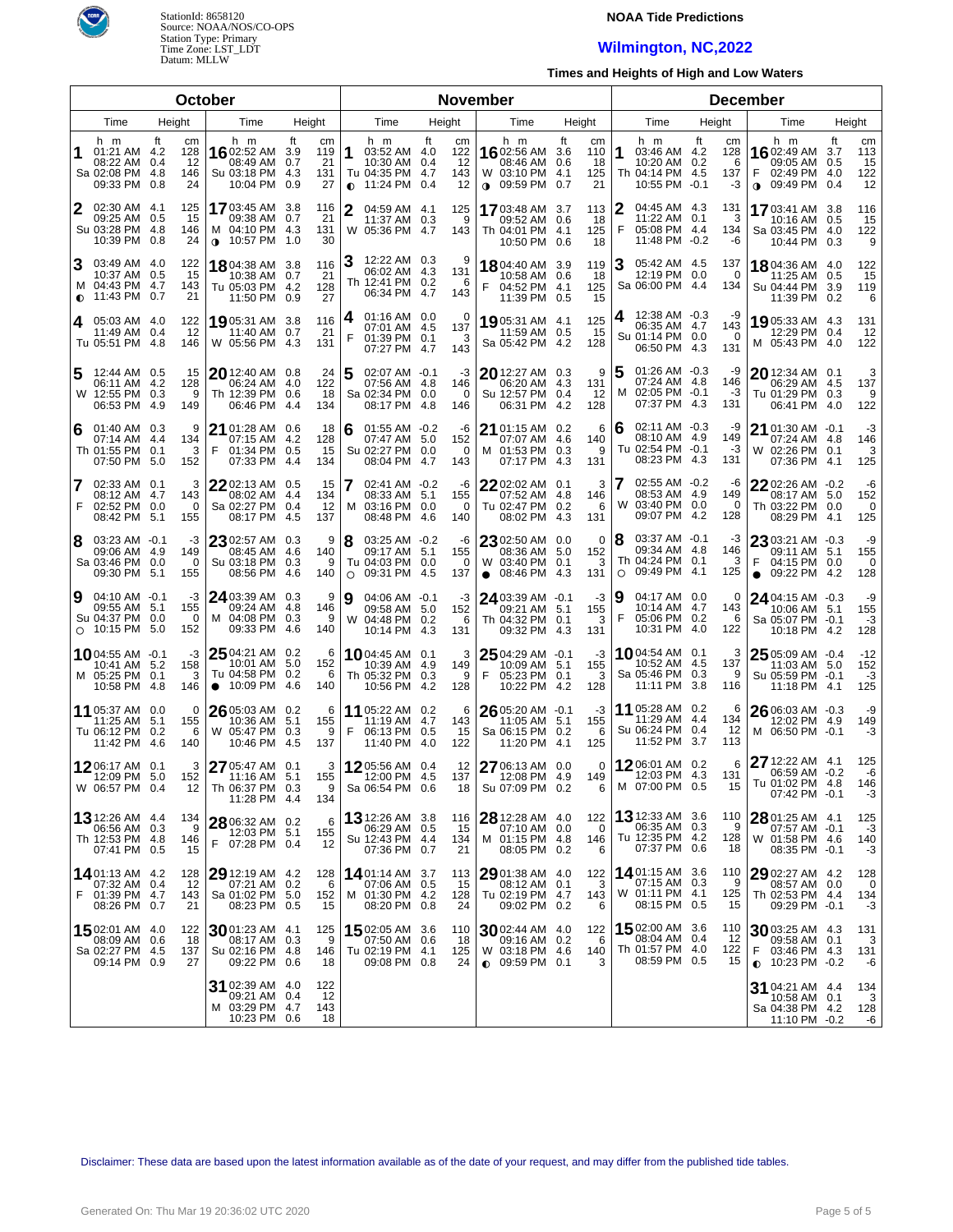StationId: 8658120
Source: NOAA/NOS/CO-OPS
Station Type: Primary
Time Zone: LST_LDT
Datum: MLLW

**NOAA Tide Predictions**

# Wilmington, NC,2022

**Times and Heights of High and Low Waters**

## October

| Day | Time (h m) | Height (ft) | Height (cm) |
|---|---|---|---|
| 1 Sa | 01:21 AM<br>08:22 AM<br>02:08 PM<br>09:33 PM | 4.2<br>0.4<br>4.8<br>0.8 | 128<br>12<br>146<br>24 |
| 2 Su | 02:30 AM<br>09:25 AM<br>03:28 PM<br>10:39 PM | 4.1<br>0.5<br>4.8<br>0.8 | 125<br>15<br>146<br>24 |
| 3 M | 03:49 AM<br>10:37 AM<br>04:43 PM<br>11:43 PM | 4.0<br>0.5<br>4.7<br>0.7 | 122<br>15<br>143<br>21 |
| 4 Tu | 05:03 AM<br>11:49 AM<br>05:51 PM | 4.0<br>0.4<br>4.8 | 122<br>12<br>146 |
| 5 W | 12:44 AM<br>06:11 AM<br>12:55 PM<br>06:53 PM | 0.5<br>4.2<br>0.3<br>4.9 | 15<br>128<br>9<br>149 |
| 6 Th | 01:40 AM<br>07:14 AM<br>01:55 PM<br>07:50 PM | 0.3<br>4.4<br>0.1<br>5.0 | 9<br>134<br>3<br>152 |
| 7 F | 02:33 AM<br>08:12 AM<br>02:52 PM<br>08:42 PM | 0.1<br>4.7<br>0.0<br>5.1 | 3<br>143<br>0<br>155 |
| 8 Sa | 03:23 AM<br>09:06 AM<br>03:46 PM<br>09:30 PM | -0.1<br>4.9<br>0.0<br>5.1 | -3<br>149<br>0<br>155 |
| 9 Su | 04:10 AM<br>09:55 AM<br>04:37 PM<br>10:15 PM | -0.1<br>5.1<br>0.0<br>5.0 | -3<br>155<br>0<br>152 |
| 10 M | 04:55 AM<br>10:41 AM<br>05:25 PM<br>10:58 PM | -0.1<br>5.2<br>0.1<br>4.8 | -3<br>158<br>3<br>146 |
| 11 Tu | 05:37 AM<br>11:25 AM<br>06:12 PM<br>11:42 PM | 0.0<br>5.1<br>0.2<br>4.6 | 0<br>155<br>6<br>140 |
| 12 W | 06:17 AM<br>12:09 PM<br>06:57 PM | 0.1<br>5.0<br>0.4 | 3<br>152<br>12 |
| 13 Th | 12:26 AM<br>06:56 AM<br>12:53 PM<br>07:41 PM | 4.4<br>0.3<br>4.8<br>0.5 | 134<br>9<br>146<br>15 |
| 14 F | 01:13 AM<br>07:32 AM<br>01:39 PM<br>08:26 PM | 4.2<br>0.4<br>4.7<br>0.7 | 128<br>12<br>143<br>21 |
| 15 Sa | 02:01 AM<br>08:09 AM<br>02:27 PM<br>09:14 PM | 4.0<br>0.6<br>4.5<br>0.9 | 122<br>18<br>137<br>27 |
| 16 Su | 02:52 AM<br>08:49 AM<br>03:18 PM<br>10:04 PM | 3.9<br>0.7<br>4.3<br>0.9 | 119<br>21<br>131<br>27 |
| 17 M | 03:45 AM<br>09:38 AM<br>04:10 PM<br>10:57 PM | 3.8<br>0.7<br>4.3<br>1.0 | 116<br>21<br>131<br>30 |
| 18 Tu | 04:38 AM<br>10:38 AM<br>05:03 PM<br>11:50 PM | 3.8<br>0.7<br>4.2<br>0.9 | 116<br>21<br>128<br>27 |
| 19 W | 05:31 AM<br>11:40 AM<br>05:56 PM | 3.8<br>0.7<br>4.3 | 116<br>21<br>131 |
| 20 Th | 12:40 AM<br>06:24 AM<br>12:39 PM<br>06:46 PM | 0.8<br>4.0<br>0.6<br>4.4 | 24<br>122<br>18<br>134 |
| 21 F | 01:28 AM<br>07:15 AM<br>01:34 PM<br>07:33 PM | 0.6<br>4.2<br>0.5<br>4.4 | 18<br>128<br>15<br>134 |
| 22 Sa | 02:13 AM<br>08:02 AM<br>02:27 PM<br>08:17 PM | 0.5<br>4.4<br>0.4<br>4.5 | 15<br>134<br>12<br>137 |
| 23 Su | 02:57 AM<br>08:45 AM<br>03:18 PM<br>08:56 PM | 0.3<br>4.6<br>0.3<br>4.6 | 9<br>140<br>9<br>140 |
| 24 M | 03:39 AM<br>09:24 AM<br>04:08 PM<br>09:33 PM | 0.3<br>4.8<br>0.3<br>4.6 | 9<br>146<br>9<br>140 |
| 25 Tu | 04:21 AM<br>10:01 AM<br>04:58 PM<br>10:09 PM | 0.2<br>5.0<br>0.2<br>4.6 | 6<br>152<br>6<br>140 |
| 26 W | 05:03 AM<br>10:36 AM<br>05:47 PM<br>10:46 PM | 0.2<br>5.1<br>0.3<br>4.5 | 6<br>155<br>9<br>137 |
| 27 Th | 05:47 AM<br>11:16 AM<br>06:37 PM<br>11:28 PM | 0.1<br>5.1<br>0.3<br>4.4 | 3<br>155<br>9<br>134 |
| 28 F | 06:32 AM<br>12:03 PM<br>07:28 PM | 0.2<br>5.1<br>0.4 | 6<br>155<br>12 |
| 29 Sa | 12:19 AM<br>07:21 AM<br>01:02 PM<br>08:23 PM | 4.2<br>0.2<br>5.0<br>0.5 | 128<br>6<br>152<br>15 |
| 30 Su | 01:23 AM<br>08:17 AM<br>02:16 PM<br>09:22 PM | 4.1<br>0.3<br>4.8<br>0.6 | 125<br>9<br>146<br>18 |
| 31 M | 02:39 AM<br>09:21 AM<br>03:29 PM<br>10:23 PM | 4.0<br>0.4<br>4.7<br>0.6 | 122<br>12<br>143<br>18 |

## November

| Day | Time (h m) | Height (ft) | Height (cm) |
|---|---|---|---|
| 1 Tu | 03:52 AM<br>10:30 AM<br>04:35 PM<br>11:24 PM | 4.0<br>0.4<br>4.7<br>0.4 | 122<br>12<br>143<br>12 |
| 2 W | 04:59 AM<br>11:37 AM<br>05:36 PM | 4.1<br>0.3<br>4.7 | 125<br>9<br>143 |
| 3 Th | 12:22 AM<br>06:02 AM<br>12:41 PM<br>06:34 PM | 0.3<br>4.3<br>0.2<br>4.7 | 9<br>131<br>6<br>143 |
| 4 F | 01:16 AM<br>07:01 AM<br>01:39 PM<br>07:27 PM | 0.0<br>4.5<br>0.1<br>4.7 | 0<br>137<br>3<br>143 |
| 5 Sa | 02:07 AM<br>07:56 AM<br>02:34 PM<br>08:17 PM | -0.1<br>4.8<br>0.0<br>4.8 | -3<br>146<br>0<br>146 |
| 6 Su | 01:55 AM<br>07:47 AM<br>02:27 PM<br>08:04 PM | -0.2<br>5.0<br>0.0<br>4.7 | -6<br>152<br>0<br>143 |
| 7 M | 02:41 AM<br>08:33 AM<br>03:16 PM<br>08:48 PM | -0.2<br>5.1<br>0.0<br>4.6 | -6<br>155<br>0<br>140 |
| 8 Tu | 03:25 AM<br>09:17 AM<br>04:03 PM<br>09:31 PM | -0.2<br>5.1<br>0.0<br>4.5 | -6<br>155<br>0<br>137 |
| 9 W | 04:06 AM<br>09:58 AM<br>04:48 PM<br>10:14 PM | -0.1<br>5.0<br>0.2<br>4.3 | -3<br>152<br>6<br>131 |
| 10 Th | 04:45 AM<br>10:39 AM<br>05:32 PM<br>10:56 PM | 0.1<br>4.9<br>0.3<br>4.2 | 3<br>149<br>9<br>128 |
| 11 F | 05:22 AM<br>11:19 AM<br>06:13 PM<br>11:40 PM | 0.2<br>4.7<br>0.5<br>4.0 | 6<br>143<br>15<br>122 |
| 12 Sa | 05:56 AM<br>12:00 PM<br>06:54 PM | 0.4<br>4.5<br>0.6 | 12<br>137<br>18 |
| 13 Su | 12:26 AM<br>06:29 AM<br>12:43 PM<br>07:36 PM | 3.8<br>0.5<br>4.4<br>0.7 | 116<br>15<br>134<br>21 |
| 14 M | 01:14 AM<br>07:06 AM<br>01:30 PM<br>08:20 PM | 3.7<br>0.5<br>4.2<br>0.8 | 113<br>15<br>128<br>24 |
| 15 Tu | 02:05 AM<br>07:50 AM<br>02:19 PM<br>09:08 PM | 3.6<br>0.6<br>4.1<br>0.8 | 110<br>18<br>125<br>24 |
| 16 W | 02:56 AM<br>08:46 AM<br>03:10 PM<br>09:59 PM | 3.6<br>0.6<br>4.1<br>0.7 | 110<br>18<br>125<br>21 |
| 17 Th | 03:48 AM<br>09:52 AM<br>04:01 PM<br>10:50 PM | 3.7<br>0.6<br>4.1<br>0.6 | 113<br>18<br>125<br>18 |
| 18 F | 04:40 AM<br>10:58 AM<br>04:52 PM<br>11:39 PM | 3.9<br>0.6<br>4.1<br>0.5 | 119<br>18<br>125<br>15 |
| 19 Sa | 05:31 AM<br>11:59 AM<br>05:42 PM | 4.1<br>0.5<br>4.2 | 125<br>15<br>128 |
| 20 Su | 12:27 AM<br>06:20 AM<br>12:57 PM<br>06:31 PM | 0.3<br>4.3<br>0.4<br>4.2 | 9<br>131<br>12<br>128 |
| 21 M | 01:15 AM<br>07:07 AM<br>01:53 PM<br>07:17 PM | 0.2<br>4.6<br>0.3<br>4.3 | 6<br>140<br>9<br>131 |
| 22 Tu | 02:02 AM<br>07:52 AM<br>02:47 PM<br>08:02 PM | 0.1<br>4.8<br>0.2<br>4.3 | 3<br>146<br>6<br>131 |
| 23 W | 02:50 AM<br>08:36 AM<br>03:40 PM<br>08:46 PM | 0.0<br>5.0<br>0.1<br>4.3 | 0<br>152<br>3<br>131 |
| 24 Th | 03:39 AM<br>09:21 AM<br>04:32 PM<br>09:32 PM | -0.1<br>5.1<br>0.1<br>4.3 | -3<br>155<br>3<br>131 |
| 25 F | 04:29 AM<br>10:09 AM<br>05:23 PM<br>10:22 PM | -0.1<br>5.1<br>0.1<br>4.2 | -3<br>155<br>3<br>128 |
| 26 Sa | 05:20 AM<br>11:05 AM<br>06:15 PM<br>11:20 PM | -0.1<br>5.1<br>0.2<br>4.1 | -3<br>155<br>6<br>125 |
| 27 Su | 06:13 AM<br>12:08 PM<br>07:09 PM | 0.0<br>4.9<br>0.2 | 0<br>149<br>6 |
| 28 M | 12:28 AM<br>07:10 AM<br>01:15 PM<br>08:05 PM | 4.0<br>0.0<br>4.8<br>0.2 | 122<br>0<br>146<br>6 |
| 29 Tu | 01:38 AM<br>08:12 AM<br>02:19 PM<br>09:02 PM | 4.0<br>0.1<br>4.7<br>0.2 | 122<br>3<br>143<br>6 |
| 30 W | 02:44 AM<br>09:16 AM<br>03:18 PM<br>09:59 PM | 4.0<br>0.2<br>4.6<br>0.1 | 122<br>6<br>140<br>3 |

## December

| Day | Time (h m) | Height (ft) | Height (cm) |
|---|---|---|---|
| 1 Th | 03:46 AM<br>10:20 AM<br>04:14 PM<br>10:55 PM | 4.2<br>0.2<br>4.5<br>-0.1 | 128<br>6<br>137<br>-3 |
| 2 F | 04:45 AM<br>11:22 AM<br>05:08 PM<br>11:48 PM | 4.3<br>0.1<br>4.4<br>-0.2 | 131<br>3<br>134<br>-6 |
| 3 Sa | 05:42 AM<br>12:19 PM<br>06:00 PM | 4.5<br>0.0<br>4.4 | 137<br>0<br>134 |
| 4 Su | 12:38 AM<br>06:35 AM<br>01:14 PM<br>06:50 PM | -0.3<br>4.7<br>0.0<br>4.3 | -9<br>143<br>0<br>131 |
| 5 M | 01:26 AM<br>07:24 AM<br>02:05 PM<br>07:37 PM | -0.3<br>4.8<br>-0.1<br>4.3 | -9<br>146<br>-3<br>131 |
| 6 Tu | 02:11 AM<br>08:10 AM<br>02:54 PM<br>08:23 PM | -0.3<br>4.9<br>-0.1<br>4.3 | -9<br>149<br>-3<br>131 |
| 7 W | 02:55 AM<br>08:53 AM<br>03:40 PM<br>09:07 PM | -0.2<br>4.9<br>0.0<br>4.2 | -6<br>149<br>0<br>128 |
| 8 Th | 03:37 AM<br>09:34 AM<br>04:24 PM<br>09:49 PM | -0.1<br>4.8<br>0.1<br>4.1 | -3<br>146<br>3<br>125 |
| 9 F | 04:17 AM<br>10:14 AM<br>05:06 PM<br>10:31 PM | 0.0<br>4.7<br>0.2<br>4.0 | 0<br>143<br>6<br>122 |
| 10 Sa | 04:54 AM<br>10:52 AM<br>05:46 PM<br>11:11 PM | 0.1<br>4.5<br>0.3<br>3.8 | 3<br>137<br>9<br>116 |
| 11 Su | 05:28 AM<br>11:29 AM<br>06:24 PM<br>11:52 PM | 0.2<br>4.4<br>0.4<br>3.7 | 6<br>134<br>12<br>113 |
| 12 M | 06:01 AM<br>12:03 PM<br>07:00 PM | 0.2<br>4.3<br>0.5 | 6<br>131<br>15 |
| 13 Tu | 12:33 AM<br>06:35 AM<br>12:35 PM<br>07:37 PM | 3.6<br>0.3<br>4.2<br>0.6 | 110<br>9<br>128<br>18 |
| 14 W | 01:15 AM<br>07:15 AM<br>01:11 PM<br>08:15 PM | 3.6<br>0.3<br>4.1<br>0.5 | 110<br>9<br>125<br>15 |
| 15 Th | 02:00 AM<br>08:04 AM<br>01:57 PM<br>08:59 PM | 3.6<br>0.4<br>4.0<br>0.5 | 110<br>12<br>122<br>15 |
| 16 F | 02:49 AM<br>09:05 AM<br>02:49 PM<br>09:49 PM | 3.7<br>0.5<br>4.0<br>0.4 | 113<br>15<br>122<br>12 |
| 17 Sa | 03:41 AM<br>10:16 AM<br>03:45 PM<br>10:44 PM | 3.8<br>0.5<br>4.0<br>0.3 | 116<br>15<br>122<br>9 |
| 18 Su | 04:36 AM<br>11:25 AM<br>04:44 PM<br>11:39 PM | 4.0<br>0.5<br>3.9<br>0.2 | 122<br>15<br>119<br>6 |
| 19 M | 05:33 AM<br>12:29 PM<br>05:43 PM | 4.3<br>0.4<br>4.0 | 131<br>12<br>122 |
| 20 Tu | 12:34 AM<br>06:29 AM<br>01:29 PM<br>06:41 PM | 0.1<br>4.5<br>0.3<br>4.0 | 3<br>137<br>9<br>122 |
| 21 W | 01:30 AM<br>07:24 AM<br>02:26 PM<br>07:36 PM | -0.1<br>4.8<br>0.1<br>4.1 | -3<br>146<br>3<br>125 |
| 22 Th | 02:26 AM<br>08:17 AM<br>03:22 PM<br>08:29 PM | -0.2<br>5.0<br>0.0<br>4.1 | -6<br>152<br>0<br>125 |
| 23 F | 03:21 AM<br>09:11 AM<br>04:15 PM<br>09:22 PM | -0.3<br>5.1<br>0.0<br>4.2 | -9<br>155<br>0<br>128 |
| 24 Sa | 04:15 AM<br>10:06 AM<br>05:07 PM<br>10:18 PM | -0.3<br>5.1<br>-0.1<br>4.2 | -9<br>155<br>-3<br>128 |
| 25 Su | 05:09 AM<br>11:03 AM<br>05:59 PM<br>11:18 PM | -0.4<br>5.0<br>-0.1<br>4.1 | -12<br>152<br>-3<br>125 |
| 26 M | 06:03 AM<br>12:02 PM<br>06:50 PM | -0.3<br>4.9<br>-0.1 | -9<br>149<br>-3 |
| 27 Tu | 12:22 AM<br>06:59 AM<br>01:02 PM<br>07:42 PM | 4.1<br>-0.2<br>4.8<br>-0.1 | 125<br>-6<br>146<br>-3 |
| 28 W | 01:25 AM<br>07:57 AM<br>01:58 PM<br>08:35 PM | 4.1<br>-0.1<br>4.6<br>-0.1 | 125<br>-3<br>140<br>-3 |
| 29 Th | 02:27 AM<br>08:57 AM<br>02:53 PM<br>09:29 PM | 4.2<br>0.0<br>4.4<br>-0.1 | 128<br>0<br>134<br>-3 |
| 30 F | 03:25 AM<br>09:58 AM<br>03:46 PM<br>10:23 PM | 4.3<br>0.1<br>4.3<br>-0.2 | 131<br>3<br>131<br>-6 |
| 31 Sa | 04:21 AM<br>10:58 AM<br>04:38 PM<br>11:10 PM | 4.4<br>0.1<br>4.2<br>-0.2 | 134<br>3<br>128<br>-6 |

Disclaimer: These data are based upon the latest information available as of the date of your request, and may differ from the published tide tables.